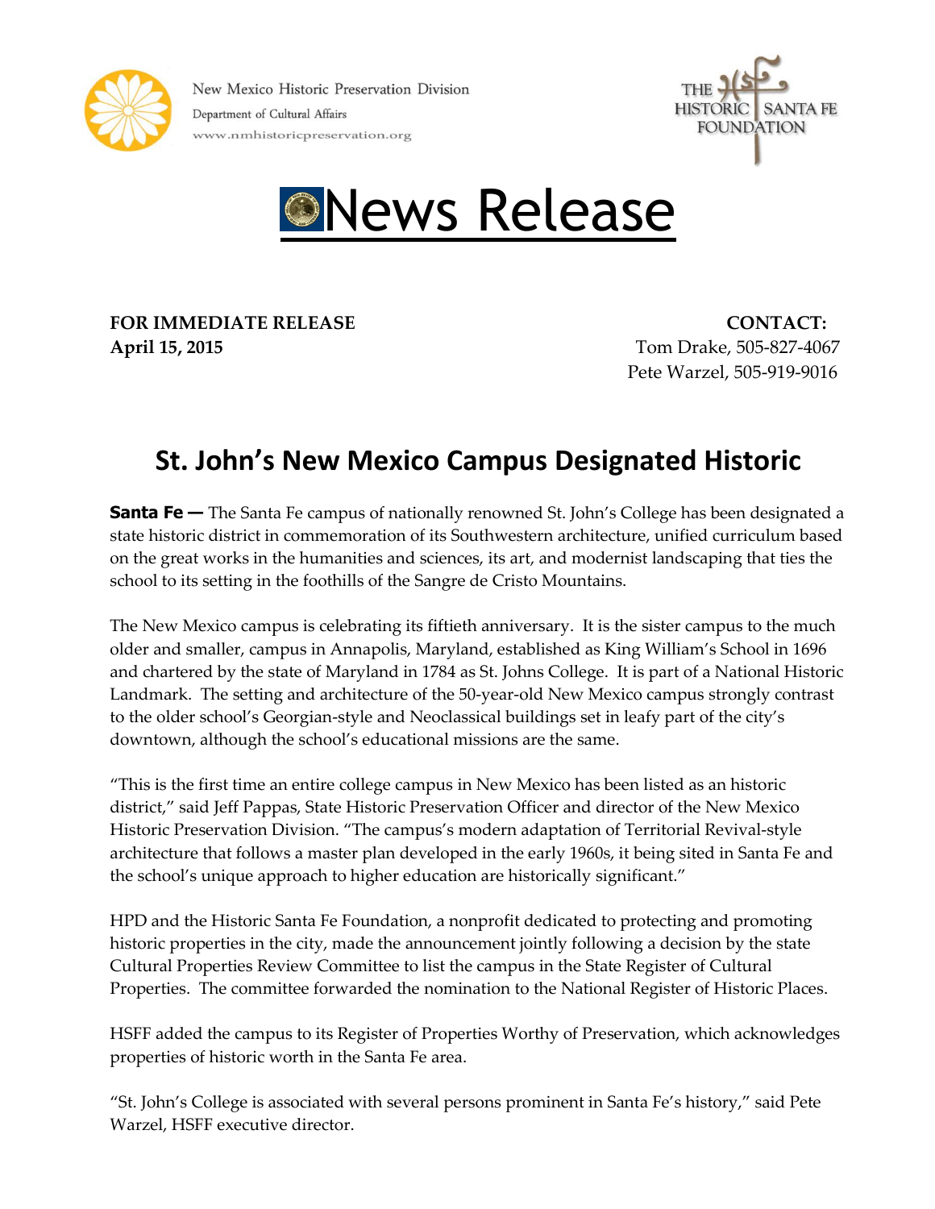New Mexico Historic Preservation Division
Department of Cultural Affairs
www.nmhistoricpreservation.org

THE HISTORIC SANTA FE FOUNDATION

# News Release

**FOR IMMEDIATE RELEASE**
**April 15, 2015**

**CONTACT:**
Tom Drake, 505-827-4067
Pete Warzel, 505-919-9016

## St. John's New Mexico Campus Designated Historic

**Santa Fe —** The Santa Fe campus of nationally renowned St. John's College has been designated a state historic district in commemoration of its Southwestern architecture, unified curriculum based on the great works in the humanities and sciences, its art, and modernist landscaping that ties the school to its setting in the foothills of the Sangre de Cristo Mountains.

The New Mexico campus is celebrating its fiftieth anniversary. It is the sister campus to the much older and smaller, campus in Annapolis, Maryland, established as King William's School in 1696 and chartered by the state of Maryland in 1784 as St. Johns College. It is part of a National Historic Landmark. The setting and architecture of the 50-year-old New Mexico campus strongly contrast to the older school's Georgian-style and Neoclassical buildings set in leafy part of the city's downtown, although the school's educational missions are the same.

"This is the first time an entire college campus in New Mexico has been listed as an historic district," said Jeff Pappas, State Historic Preservation Officer and director of the New Mexico Historic Preservation Division. "The campus's modern adaptation of Territorial Revival-style architecture that follows a master plan developed in the early 1960s, it being sited in Santa Fe and the school's unique approach to higher education are historically significant."

HPD and the Historic Santa Fe Foundation, a nonprofit dedicated to protecting and promoting historic properties in the city, made the announcement jointly following a decision by the state Cultural Properties Review Committee to list the campus in the State Register of Cultural Properties. The committee forwarded the nomination to the National Register of Historic Places.

HSFF added the campus to its Register of Properties Worthy of Preservation, which acknowledges properties of historic worth in the Santa Fe area.

"St. John's College is associated with several persons prominent in Santa Fe's history," said Pete Warzel, HSFF executive director.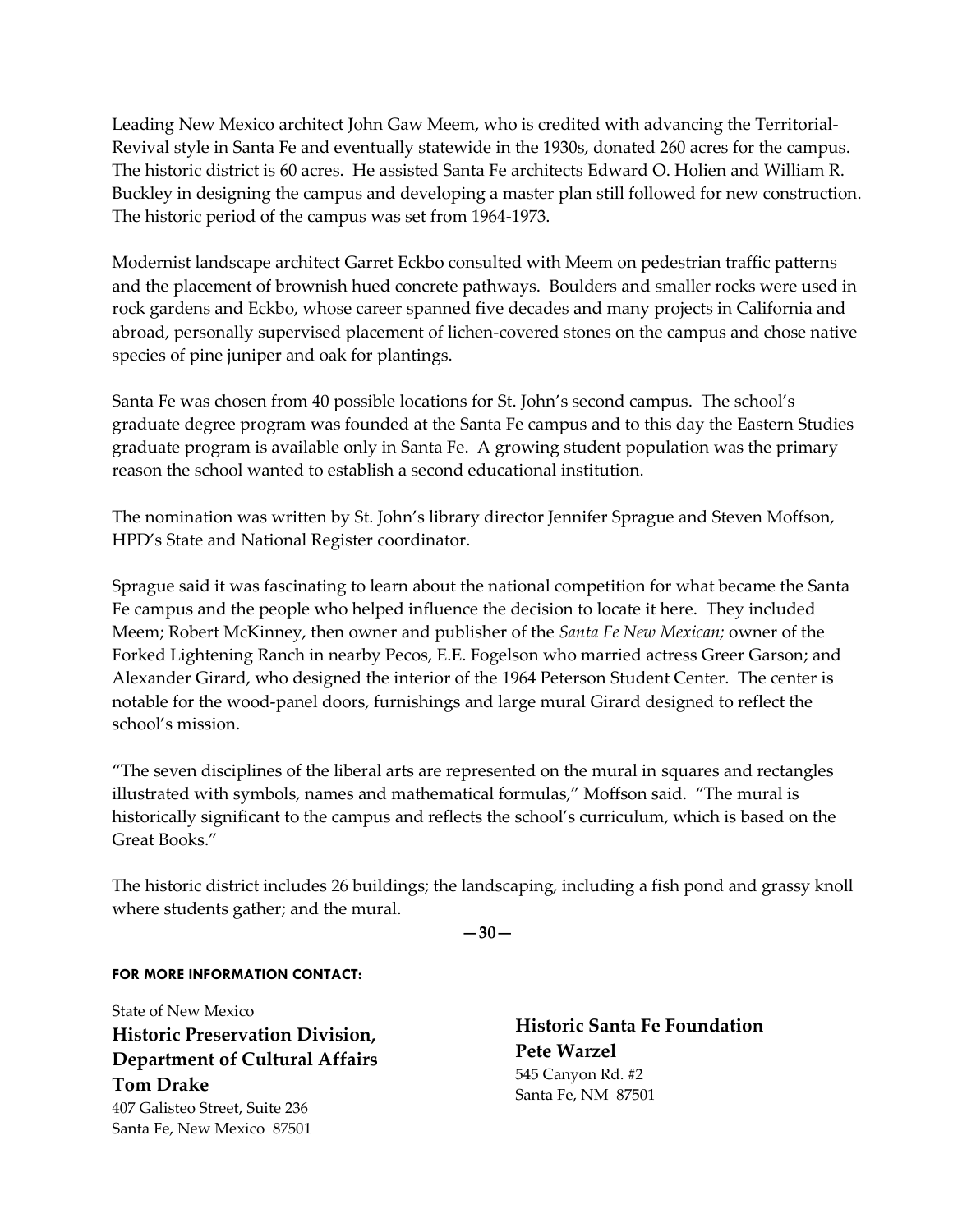Leading New Mexico architect John Gaw Meem, who is credited with advancing the Territorial-Revival style in Santa Fe and eventually statewide in the 1930s, donated 260 acres for the campus. The historic district is 60 acres. He assisted Santa Fe architects Edward O. Holien and William R. Buckley in designing the campus and developing a master plan still followed for new construction. The historic period of the campus was set from 1964-1973.

Modernist landscape architect Garret Eckbo consulted with Meem on pedestrian traffic patterns and the placement of brownish hued concrete pathways. Boulders and smaller rocks were used in rock gardens and Eckbo, whose career spanned five decades and many projects in California and abroad, personally supervised placement of lichen-covered stones on the campus and chose native species of pine juniper and oak for plantings.

Santa Fe was chosen from 40 possible locations for St. John's second campus. The school's graduate degree program was founded at the Santa Fe campus and to this day the Eastern Studies graduate program is available only in Santa Fe. A growing student population was the primary reason the school wanted to establish a second educational institution.

The nomination was written by St. John's library director Jennifer Sprague and Steven Moffson, HPD's State and National Register coordinator.

Sprague said it was fascinating to learn about the national competition for what became the Santa Fe campus and the people who helped influence the decision to locate it here. They included Meem; Robert McKinney, then owner and publisher of the *Santa Fe New Mexican;* owner of the Forked Lightening Ranch in nearby Pecos, E.E. Fogelson who married actress Greer Garson; and Alexander Girard, who designed the interior of the 1964 Peterson Student Center. The center is notable for the wood-panel doors, furnishings and large mural Girard designed to reflect the school's mission.

"The seven disciplines of the liberal arts are represented on the mural in squares and rectangles illustrated with symbols, names and mathematical formulas," Moffson said. "The mural is historically significant to the campus and reflects the school's curriculum, which is based on the Great Books."

The historic district includes 26 buildings; the landscaping, including a fish pond and grassy knoll where students gather; and the mural.

**—30—**

**FOR MORE INFORMATION CONTACT:**

State of New Mexico
**Historic Preservation Division, Department of Cultural Affairs**
**Tom Drake**
407 Galisteo Street, Suite 236
Santa Fe, New Mexico 87501

**Historic Santa Fe Foundation**
**Pete Warzel**
545 Canyon Rd. #2
Santa Fe, NM 87501